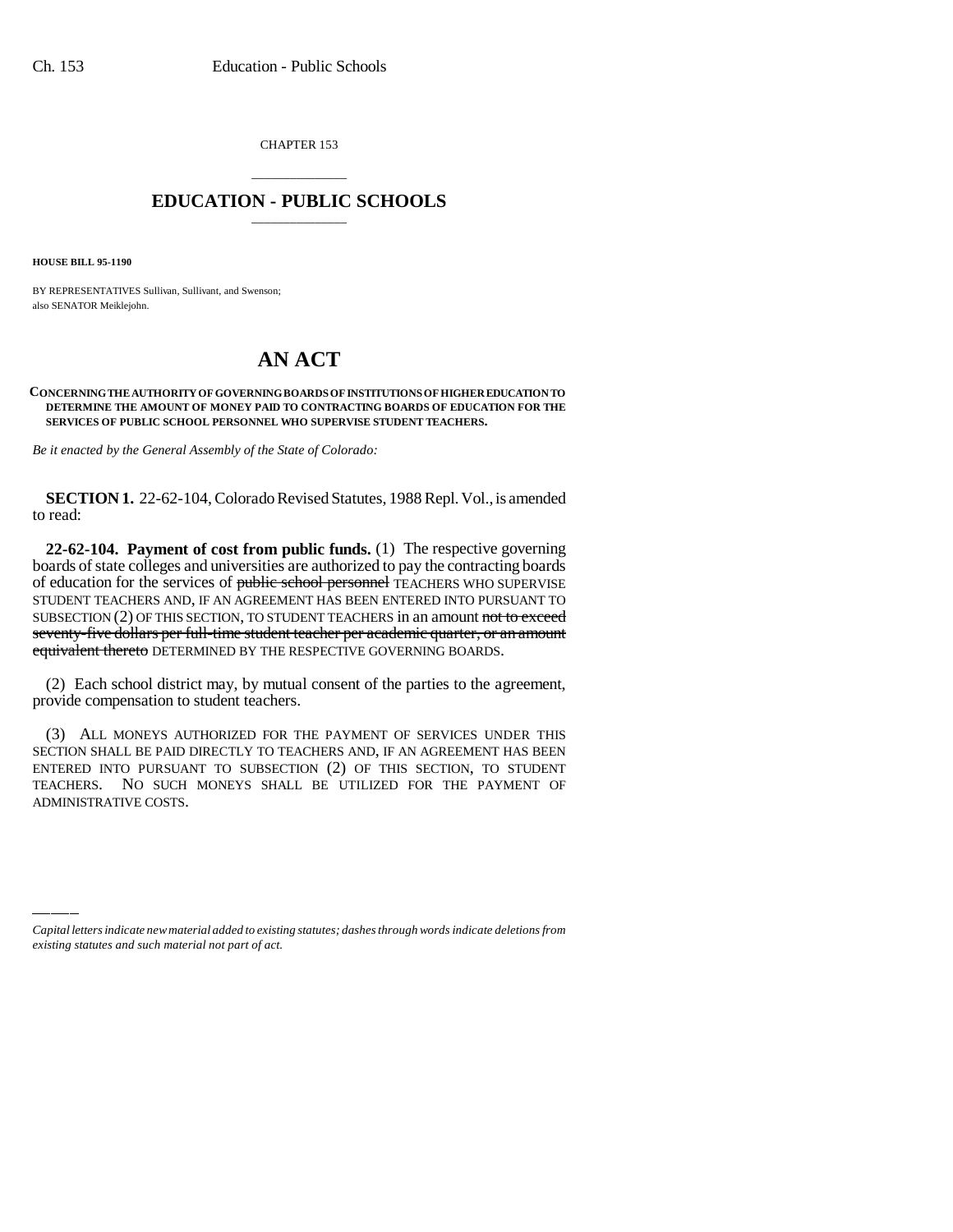CHAPTER 153

# EDUCATION - PUBLIC SCHOOLS

**HOUSE BILL 95-1190**

BY REPRESENTATIVES Sullivan, Sullivant, and Swenson;
also SENATOR Meiklejohn.

# AN ACT

**CONCERNING THE AUTHORITY OF GOVERNING BOARDS OF INSTITUTIONS OF HIGHER EDUCATION TO DETERMINE THE AMOUNT OF MONEY PAID TO CONTRACTING BOARDS OF EDUCATION FOR THE SERVICES OF PUBLIC SCHOOL PERSONNEL WHO SUPERVISE STUDENT TEACHERS.**

*Be it enacted by the General Assembly of the State of Colorado:*

**SECTION 1.** 22-62-104, Colorado Revised Statutes, 1988 Repl. Vol., is amended to read:

**22-62-104. Payment of cost from public funds.** (1) The respective governing boards of state colleges and universities are authorized to pay the contracting boards of education for the services of ~~public school personnel~~ TEACHERS WHO SUPERVISE STUDENT TEACHERS AND, IF AN AGREEMENT HAS BEEN ENTERED INTO PURSUANT TO SUBSECTION (2) OF THIS SECTION, TO STUDENT TEACHERS in an amount ~~not to exceed seventy-five dollars per full-time student teacher per academic quarter, or an amount equivalent thereto~~ DETERMINED BY THE RESPECTIVE GOVERNING BOARDS.

(2) Each school district may, by mutual consent of the parties to the agreement, provide compensation to student teachers.

(3) ALL MONEYS AUTHORIZED FOR THE PAYMENT OF SERVICES UNDER THIS SECTION SHALL BE PAID DIRECTLY TO TEACHERS AND, IF AN AGREEMENT HAS BEEN ENTERED INTO PURSUANT TO SUBSECTION (2) OF THIS SECTION, TO STUDENT TEACHERS. NO SUCH MONEYS SHALL BE UTILIZED FOR THE PAYMENT OF ADMINISTRATIVE COSTS.

*Capital letters indicate new material added to existing statutes; dashes through words indicate deletions from existing statutes and such material not part of act.*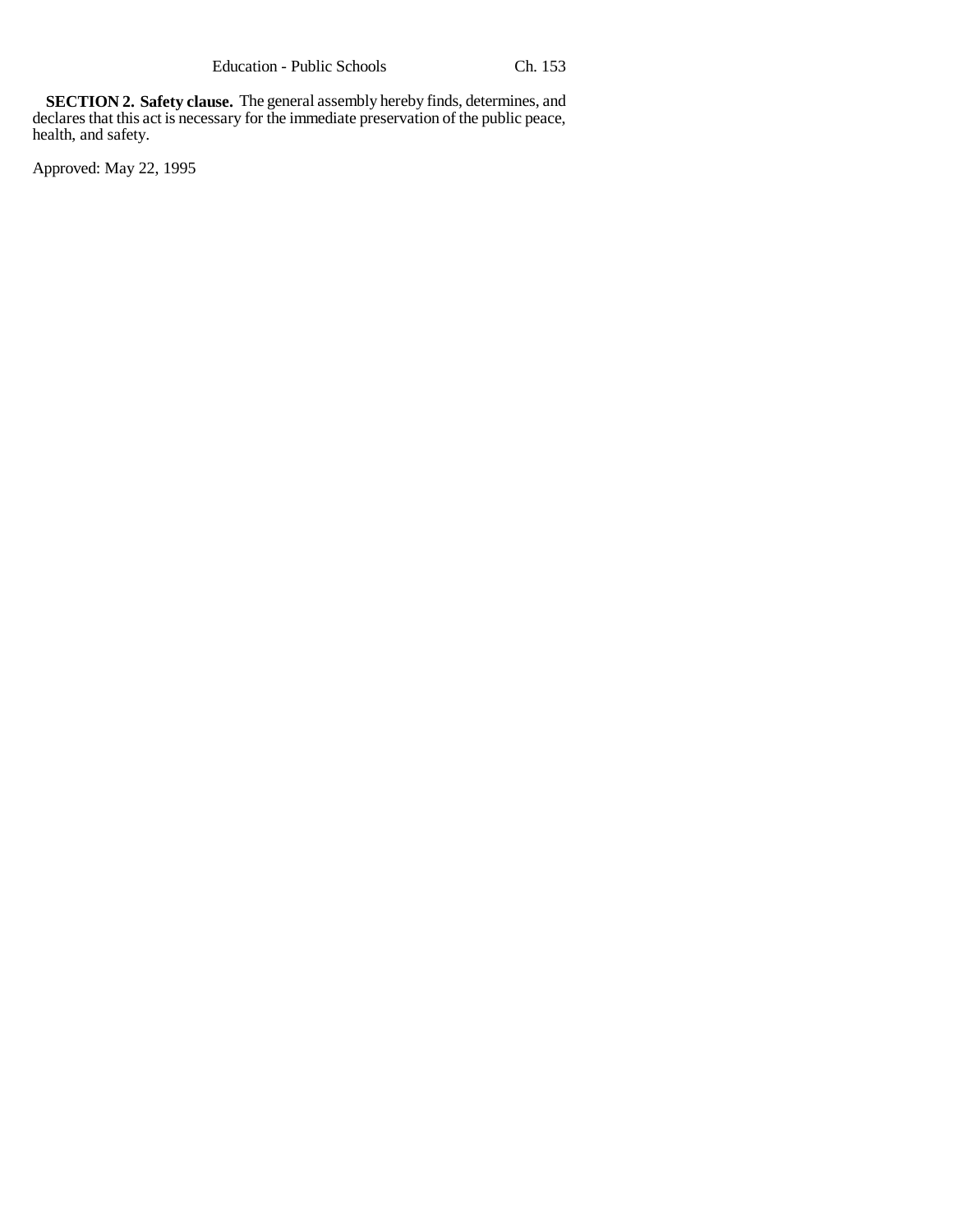**SECTION 2. Safety clause.** The general assembly hereby finds, determines, and declares that this act is necessary for the immediate preservation of the public peace, health, and safety.

Approved: May 22, 1995